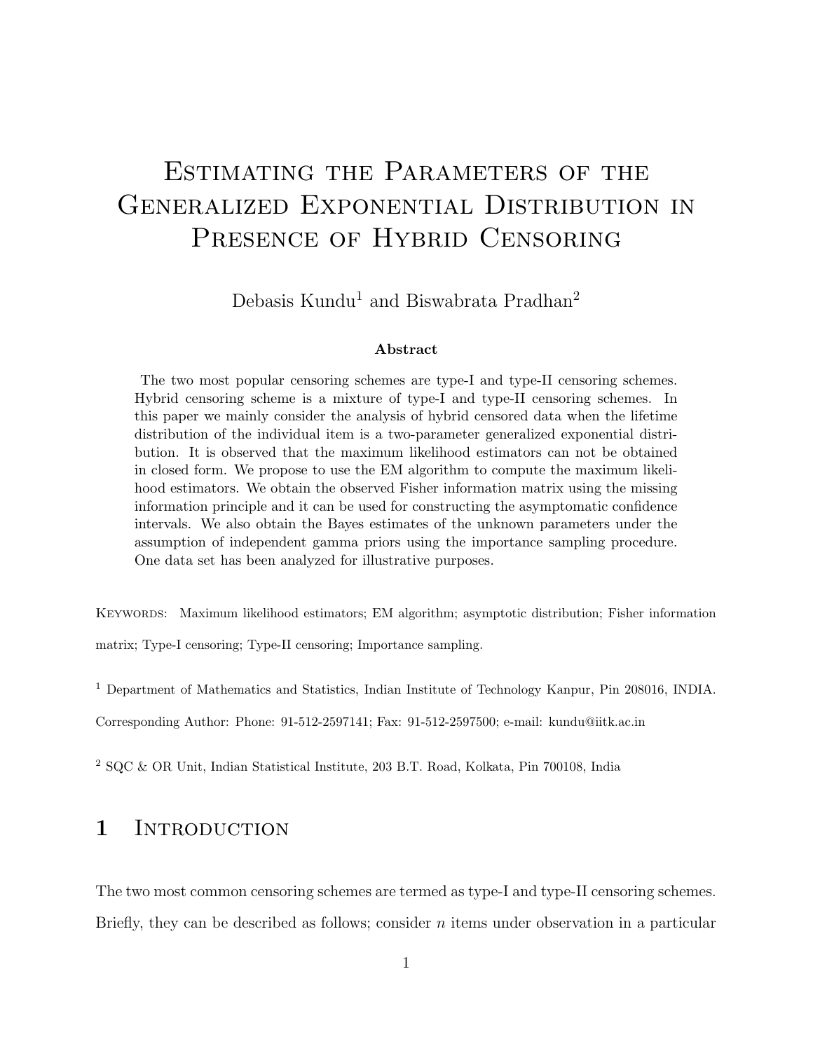# Estimating the Parameters of the Generalized Exponential Distribution in Presence of Hybrid Censoring

Debasis Kundu[1] and Biswabrata Pradhan[2]

**Abstract**

The two most popular censoring schemes are type-I and type-II censoring schemes. Hybrid censoring scheme is a mixture of type-I and type-II censoring schemes. In this paper we mainly consider the analysis of hybrid censored data when the lifetime distribution of the individual item is a two-parameter generalized exponential distribution. It is observed that the maximum likelihood estimators can not be obtained in closed form. We propose to use the EM algorithm to compute the maximum likelihood estimators. We obtain the observed Fisher information matrix using the missing information principle and it can be used for constructing the asymptomatic confidence intervals. We also obtain the Bayes estimates of the unknown parameters under the assumption of independent gamma priors using the importance sampling procedure. One data set has been analyzed for illustrative purposes.

Keywords: Maximum likelihood estimators; EM algorithm; asymptotic distribution; Fisher information matrix; Type-I censoring; Type-II censoring; Importance sampling.

[1] Department of Mathematics and Statistics, Indian Institute of Technology Kanpur, Pin 208016, INDIA. Corresponding Author: Phone: 91-512-2597141; Fax: 91-512-2597500; e-mail: kundu@iitk.ac.in

[2] SQC & OR Unit, Indian Statistical Institute, 203 B.T. Road, Kolkata, Pin 700108, India

## 1 Introduction

The two most common censoring schemes are termed as type-I and type-II censoring schemes. Briefly, they can be described as follows; consider $n$ items under observation in a particular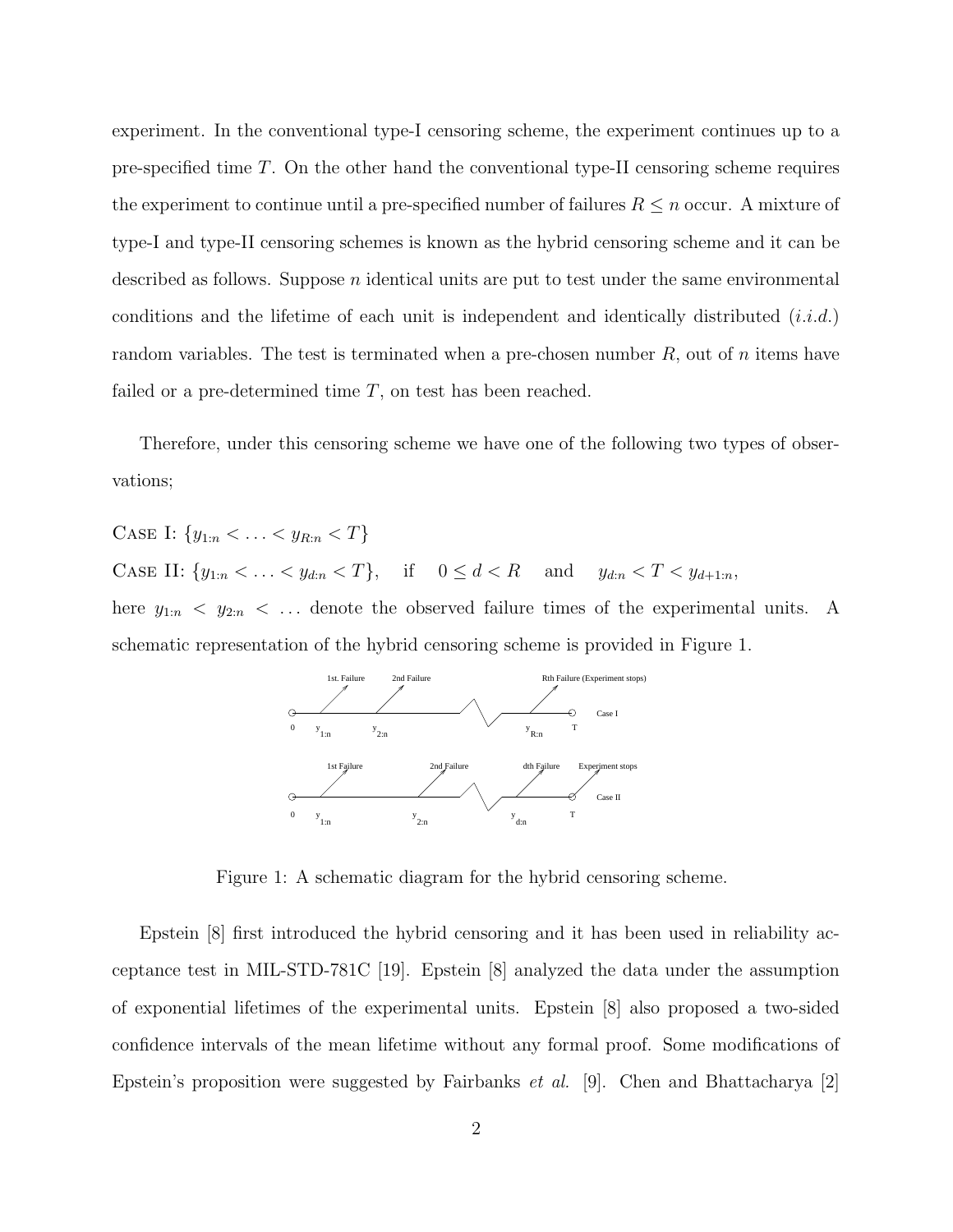experiment. In the conventional type-I censoring scheme, the experiment continues up to a pre-specified time $T$. On the other hand the conventional type-II censoring scheme requires the experiment to continue until a pre-specified number of failures $R \leq n$ occur. A mixture of type-I and type-II censoring schemes is known as the hybrid censoring scheme and it can be described as follows. Suppose $n$ identical units are put to test under the same environmental conditions and the lifetime of each unit is independent and identically distributed ($i.i.d.$) random variables. The test is terminated when a pre-chosen number $R$, out of $n$ items have failed or a pre-determined time $T$, on test has been reached.

Therefore, under this censoring scheme we have one of the following two types of observations;

Case I: $\{y_{1:n} < \ldots < y_{R:n} < T\}$

Case II: $\{y_{1:n} < \ldots < y_{d:n} < T\}$, if $0 \leq d < R$ and $y_{d:n} < T < y_{d+1:n}$,

here $y_{1:n} < y_{2:n} < \ldots$ denote the observed failure times of the experimental units. A schematic representation of the hybrid censoring scheme is provided in Figure 1.

Figure 1: A schematic diagram for the hybrid censoring scheme.

Epstein [8] first introduced the hybrid censoring and it has been used in reliability acceptance test in MIL-STD-781C [19]. Epstein [8] analyzed the data under the assumption of exponential lifetimes of the experimental units. Epstein [8] also proposed a two-sided confidence intervals of the mean lifetime without any formal proof. Some modifications of Epstein's proposition were suggested by Fairbanks *et al.* [9]. Chen and Bhattacharya [2]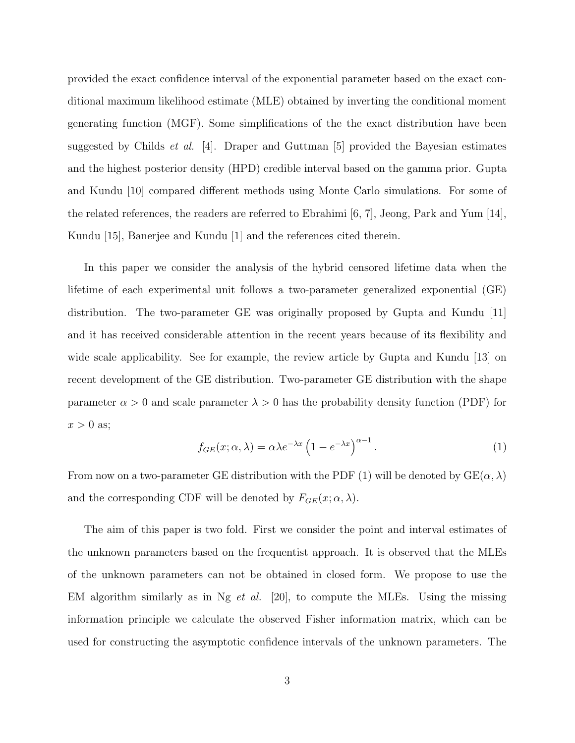provided the exact confidence interval of the exponential parameter based on the exact conditional maximum likelihood estimate (MLE) obtained by inverting the conditional moment generating function (MGF). Some simplifications of the the exact distribution have been suggested by Childs *et al.* [4]. Draper and Guttman [5] provided the Bayesian estimates and the highest posterior density (HPD) credible interval based on the gamma prior. Gupta and Kundu [10] compared different methods using Monte Carlo simulations. For some of the related references, the readers are referred to Ebrahimi [6, 7], Jeong, Park and Yum [14], Kundu [15], Banerjee and Kundu [1] and the references cited therein.

In this paper we consider the analysis of the hybrid censored lifetime data when the lifetime of each experimental unit follows a two-parameter generalized exponential (GE) distribution. The two-parameter GE was originally proposed by Gupta and Kundu [11] and it has received considerable attention in the recent years because of its flexibility and wide scale applicability. See for example, the review article by Gupta and Kundu [13] on recent development of the GE distribution. Two-parameter GE distribution with the shape parameter $\alpha > 0$ and scale parameter $\lambda > 0$ has the probability density function (PDF) for $x > 0$ as;

$$f_{GE}(x; \alpha, \lambda) = \alpha \lambda e^{-\lambda x} \left(1 - e^{-\lambda x}\right)^{\alpha - 1}. \tag{1}$$

From now on a two-parameter GE distribution with the PDF (1) will be denoted by GE$(\alpha, \lambda)$ and the corresponding CDF will be denoted by $F_{GE}(x; \alpha, \lambda)$.

The aim of this paper is two fold. First we consider the point and interval estimates of the unknown parameters based on the frequentist approach. It is observed that the MLEs of the unknown parameters can not be obtained in closed form. We propose to use the EM algorithm similarly as in Ng *et al.* [20], to compute the MLEs. Using the missing information principle we calculate the observed Fisher information matrix, which can be used for constructing the asymptotic confidence intervals of the unknown parameters. The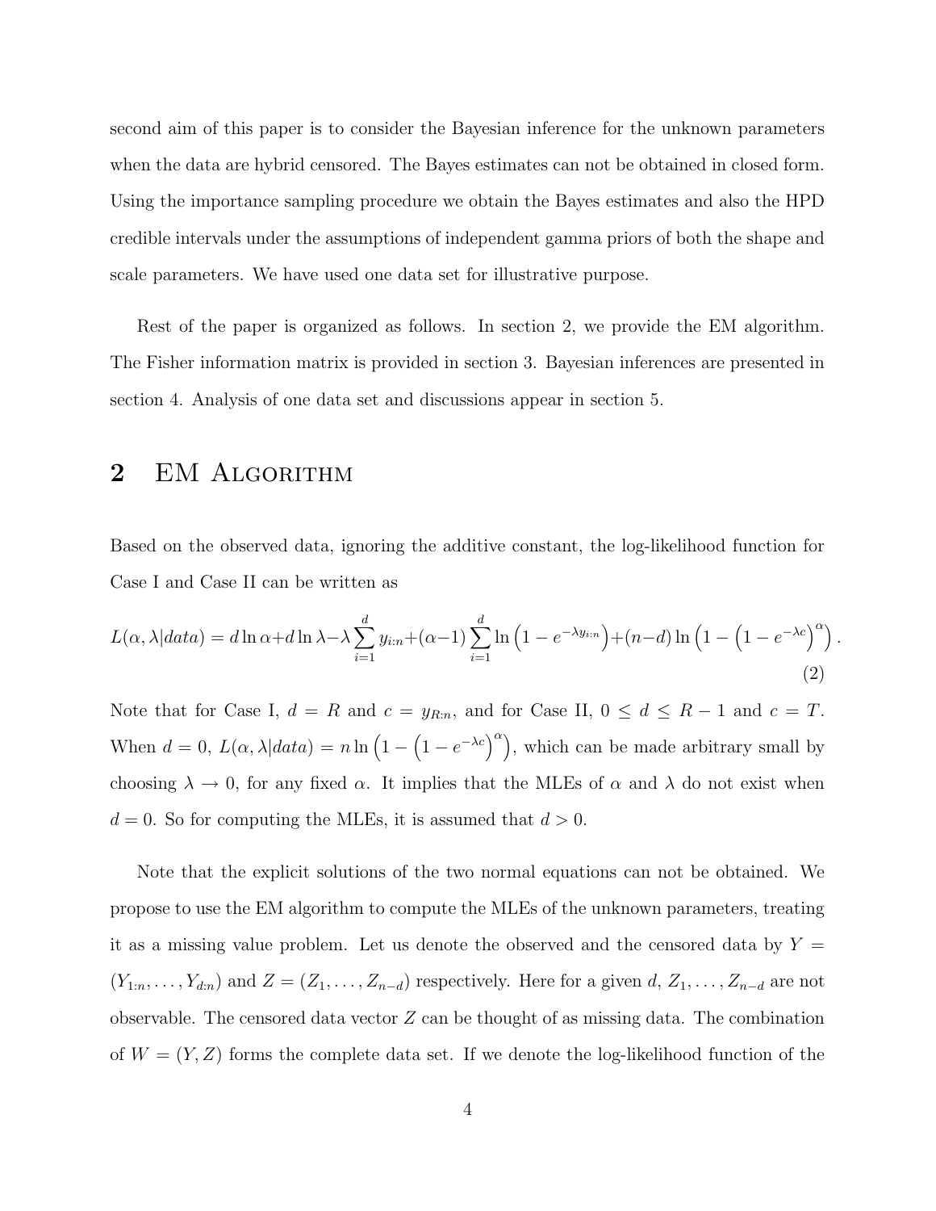second aim of this paper is to consider the Bayesian inference for the unknown parameters when the data are hybrid censored. The Bayes estimates can not be obtained in closed form. Using the importance sampling procedure we obtain the Bayes estimates and also the HPD credible intervals under the assumptions of independent gamma priors of both the shape and scale parameters. We have used one data set for illustrative purpose.

Rest of the paper is organized as follows. In section 2, we provide the EM algorithm. The Fisher information matrix is provided in section 3. Bayesian inferences are presented in section 4. Analysis of one data set and discussions appear in section 5.

## 2 EM Algorithm

Based on the observed data, ignoring the additive constant, the log-likelihood function for Case I and Case II can be written as

$$L(\alpha, \lambda | data) = d \ln \alpha + d \ln \lambda - \lambda \sum_{i=1}^{d} y_{i:n} + (\alpha - 1) \sum_{i=1}^{d} \ln\left(1 - e^{-\lambda y_{i:n}}\right) + (n-d) \ln\left(1 - \left(1 - e^{-\lambda c}\right)^{\alpha}\right). \tag{2}$$

Note that for Case I, $d = R$ and $c = y_{R:n}$, and for Case II, $0 \leq d \leq R-1$ and $c = T$. When $d = 0$, $L(\alpha, \lambda | data) = n \ln\left(1 - \left(1 - e^{-\lambda c}\right)^{\alpha}\right)$, which can be made arbitrary small by choosing $\lambda \to 0$, for any fixed $\alpha$. It implies that the MLEs of $\alpha$ and $\lambda$ do not exist when $d = 0$. So for computing the MLEs, it is assumed that $d > 0$.

Note that the explicit solutions of the two normal equations can not be obtained. We propose to use the EM algorithm to compute the MLEs of the unknown parameters, treating it as a missing value problem. Let us denote the observed and the censored data by $Y = (Y_{1:n}, \ldots, Y_{d:n})$ and $Z = (Z_1, \ldots, Z_{n-d})$ respectively. Here for a given $d$, $Z_1, \ldots, Z_{n-d}$ are not observable. The censored data vector $Z$ can be thought of as missing data. The combination of $W = (Y, Z)$ forms the complete data set. If we denote the log-likelihood function of the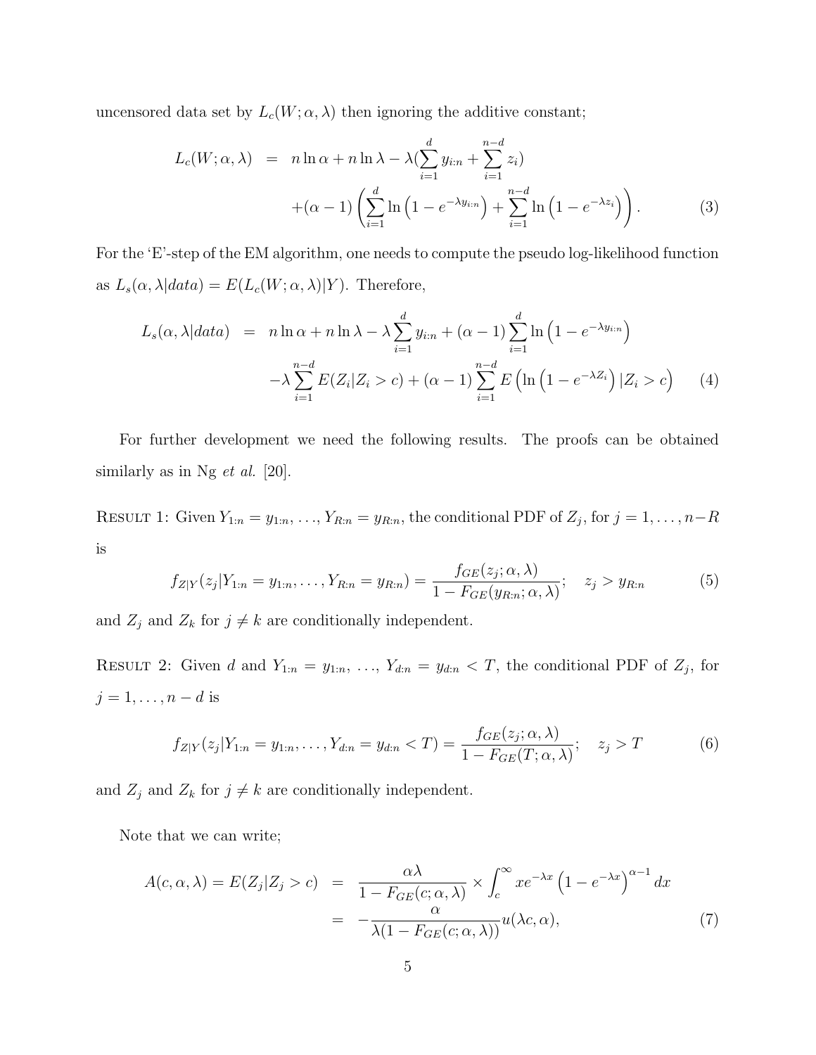uncensored data set by $L_c(W;\alpha,\lambda)$ then ignoring the additive constant;

$$
\begin{aligned}
L_c(W;\alpha,\lambda) &= n\ln\alpha + n\ln\lambda - \lambda(\sum_{i=1}^{d} y_{i:n} + \sum_{i=1}^{n-d} z_i) \\
&\quad +(\alpha-1)\left(\sum_{i=1}^{d}\ln\left(1-e^{-\lambda y_{i:n}}\right) + \sum_{i=1}^{n-d}\ln\left(1-e^{-\lambda z_i}\right)\right). \qquad (3)
\end{aligned}
$$

For the 'E'-step of the EM algorithm, one needs to compute the pseudo log-likelihood function as $L_s(\alpha,\lambda|data) = E(L_c(W;\alpha,\lambda)|Y)$. Therefore,

$$
\begin{aligned}
L_s(\alpha,\lambda|data) &= n\ln\alpha + n\ln\lambda - \lambda\sum_{i=1}^{d} y_{i:n} + (\alpha-1)\sum_{i=1}^{d}\ln\left(1-e^{-\lambda y_{i:n}}\right) \\
&\quad -\lambda\sum_{i=1}^{n-d} E(Z_i|Z_i>c) + (\alpha-1)\sum_{i=1}^{n-d} E\left(\ln\left(1-e^{-\lambda Z_i}\right)|Z_i>c\right) \qquad (4)
\end{aligned}
$$

For further development we need the following results. The proofs can be obtained similarly as in Ng *et al.* [20].

RESULT 1: Given $Y_{1:n} = y_{1:n}, \ldots, Y_{R:n} = y_{R:n}$, the conditional PDF of $Z_j$, for $j = 1,\ldots,n-R$ is

$$
f_{Z|Y}(z_j|Y_{1:n} = y_{1:n},\ldots,Y_{R:n} = y_{R:n}) = \frac{f_{GE}(z_j;\alpha,\lambda)}{1-F_{GE}(y_{R:n};\alpha,\lambda)}; \quad z_j > y_{R:n} \qquad (5)
$$

and $Z_j$ and $Z_k$ for $j \neq k$ are conditionally independent.

RESULT 2: Given $d$ and $Y_{1:n} = y_{1:n}, \ldots, Y_{d:n} = y_{d:n} < T$, the conditional PDF of $Z_j$, for $j = 1,\ldots,n-d$ is

$$
f_{Z|Y}(z_j|Y_{1:n} = y_{1:n},\ldots,Y_{d:n} = y_{d:n} < T) = \frac{f_{GE}(z_j;\alpha,\lambda)}{1-F_{GE}(T;\alpha,\lambda)}; \quad z_j > T \qquad (6)
$$

and $Z_j$ and $Z_k$ for $j \neq k$ are conditionally independent.

Note that we can write;

$$
\begin{aligned}
A(c,\alpha,\lambda) = E(Z_j|Z_j>c) &= \frac{\alpha\lambda}{1-F_{GE}(c;\alpha,\lambda)} \times \int_c^\infty x e^{-\lambda x}\left(1-e^{-\lambda x}\right)^{\alpha-1}dx \\
&= -\frac{\alpha}{\lambda(1-F_{GE}(c;\alpha,\lambda))}u(\lambda c,\alpha), \qquad (7)
\end{aligned}
$$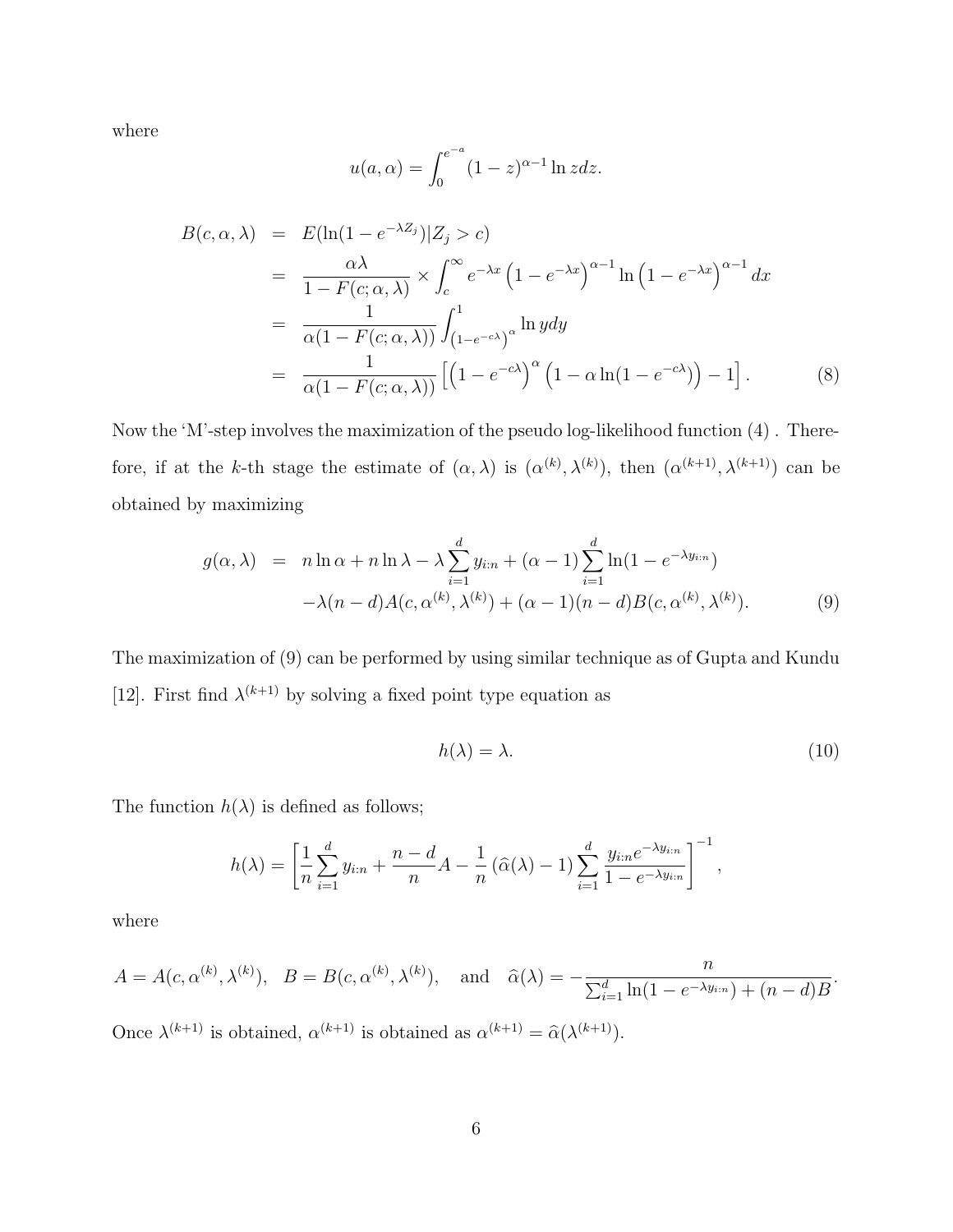where

$$u(a,\alpha) = \int_0^{e^{-a}} (1-z)^{\alpha-1} \ln z dz.$$

$$\begin{aligned}
B(c,\alpha,\lambda) &= E(\ln(1-e^{-\lambda Z_j})|Z_j > c) \\
&= \frac{\alpha\lambda}{1-F(c;\alpha,\lambda)} \times \int_c^{\infty} e^{-\lambda x}\left(1-e^{-\lambda x}\right)^{\alpha-1} \ln\left(1-e^{-\lambda x}\right)^{\alpha-1} dx \\
&= \frac{1}{\alpha(1-F(c;\alpha,\lambda))} \int_{\left(1-e^{-c\lambda}\right)^{\alpha}}^{1} \ln y dy \\
&= \frac{1}{\alpha(1-F(c;\alpha,\lambda))}\left[\left(1-e^{-c\lambda}\right)^{\alpha}\left(1-\alpha\ln(1-e^{-c\lambda})\right)-1\right]. \qquad (8)
\end{aligned}$$

Now the 'M'-step involves the maximization of the pseudo log-likelihood function (4) . Therefore, if at the $k$-th stage the estimate of $(\alpha,\lambda)$ is $(\alpha^{(k)},\lambda^{(k)})$, then $(\alpha^{(k+1)},\lambda^{(k+1)})$ can be obtained by maximizing

$$\begin{aligned}
g(\alpha,\lambda) &= n\ln\alpha + n\ln\lambda - \lambda\sum_{i=1}^{d} y_{i:n} + (\alpha-1)\sum_{i=1}^{d}\ln(1-e^{-\lambda y_{i:n}}) \\
&\quad -\lambda(n-d)A(c,\alpha^{(k)},\lambda^{(k)}) + (\alpha-1)(n-d)B(c,\alpha^{(k)},\lambda^{(k)}). \qquad (9)
\end{aligned}$$

The maximization of (9) can be performed by using similar technique as of Gupta and Kundu [12]. First find $\lambda^{(k+1)}$ by solving a fixed point type equation as

$$h(\lambda) = \lambda. \qquad (10)$$

The function $h(\lambda)$ is defined as follows;

$$h(\lambda) = \left[\frac{1}{n}\sum_{i=1}^{d} y_{i:n} + \frac{n-d}{n}A - \frac{1}{n}\left(\widehat{\alpha}(\lambda)-1\right)\sum_{i=1}^{d}\frac{y_{i:n}e^{-\lambda y_{i:n}}}{1-e^{-\lambda y_{i:n}}}\right]^{-1},$$

where

$$A = A(c,\alpha^{(k)},\lambda^{(k)}), \quad B = B(c,\alpha^{(k)},\lambda^{(k)}), \quad \text{and} \quad \widehat{\alpha}(\lambda) = -\frac{n}{\sum_{i=1}^{d}\ln(1-e^{-\lambda y_{i:n}}) + (n-d)B}.$$

Once $\lambda^{(k+1)}$ is obtained, $\alpha^{(k+1)}$ is obtained as $\alpha^{(k+1)} = \widehat{\alpha}(\lambda^{(k+1)})$.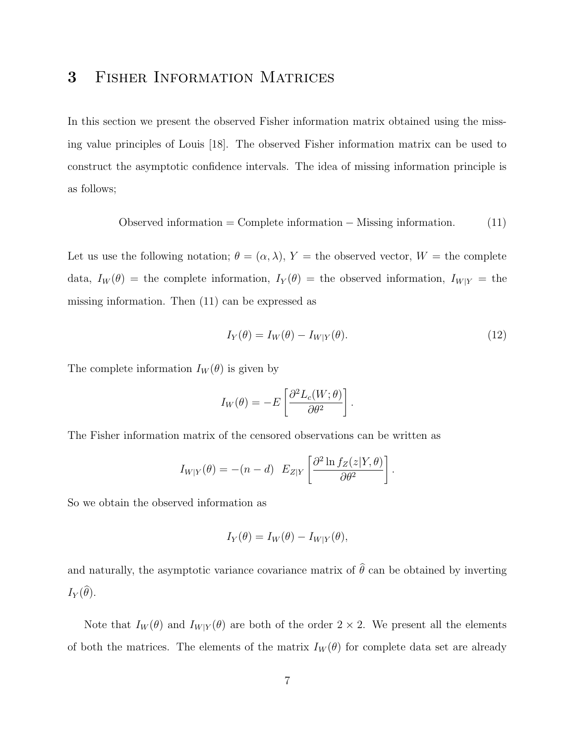# 3 Fisher Information Matrices

In this section we present the observed Fisher information matrix obtained using the missing value principles of Louis [18]. The observed Fisher information matrix can be used to construct the asymptotic confidence intervals. The idea of missing information principle is as follows;

$$\text{Observed information} = \text{Complete information} - \text{Missing information}. \tag{11}$$

Let us use the following notation; $\theta = (\alpha, \lambda)$, $Y$ = the observed vector, $W$ = the complete data, $I_W(\theta)$ = the complete information, $I_Y(\theta)$ = the observed information, $I_{W|Y}$ = the missing information. Then (11) can be expressed as

$$I_Y(\theta) = I_W(\theta) - I_{W|Y}(\theta). \tag{12}$$

The complete information $I_W(\theta)$ is given by

$$I_W(\theta) = -E\left[\frac{\partial^2 L_c(W;\theta)}{\partial \theta^2}\right].$$

The Fisher information matrix of the censored observations can be written as

$$I_{W|Y}(\theta) = -(n-d) \;\; E_{Z|Y}\left[\frac{\partial^2 \ln f_Z(z|Y,\theta)}{\partial \theta^2}\right].$$

So we obtain the observed information as

$$I_Y(\theta) = I_W(\theta) - I_{W|Y}(\theta),$$

and naturally, the asymptotic variance covariance matrix of $\widehat{\theta}$ can be obtained by inverting $I_Y(\widehat{\theta})$.

Note that $I_W(\theta)$ and $I_{W|Y}(\theta)$ are both of the order $2 \times 2$. We present all the elements of both the matrices. The elements of the matrix $I_W(\theta)$ for complete data set are already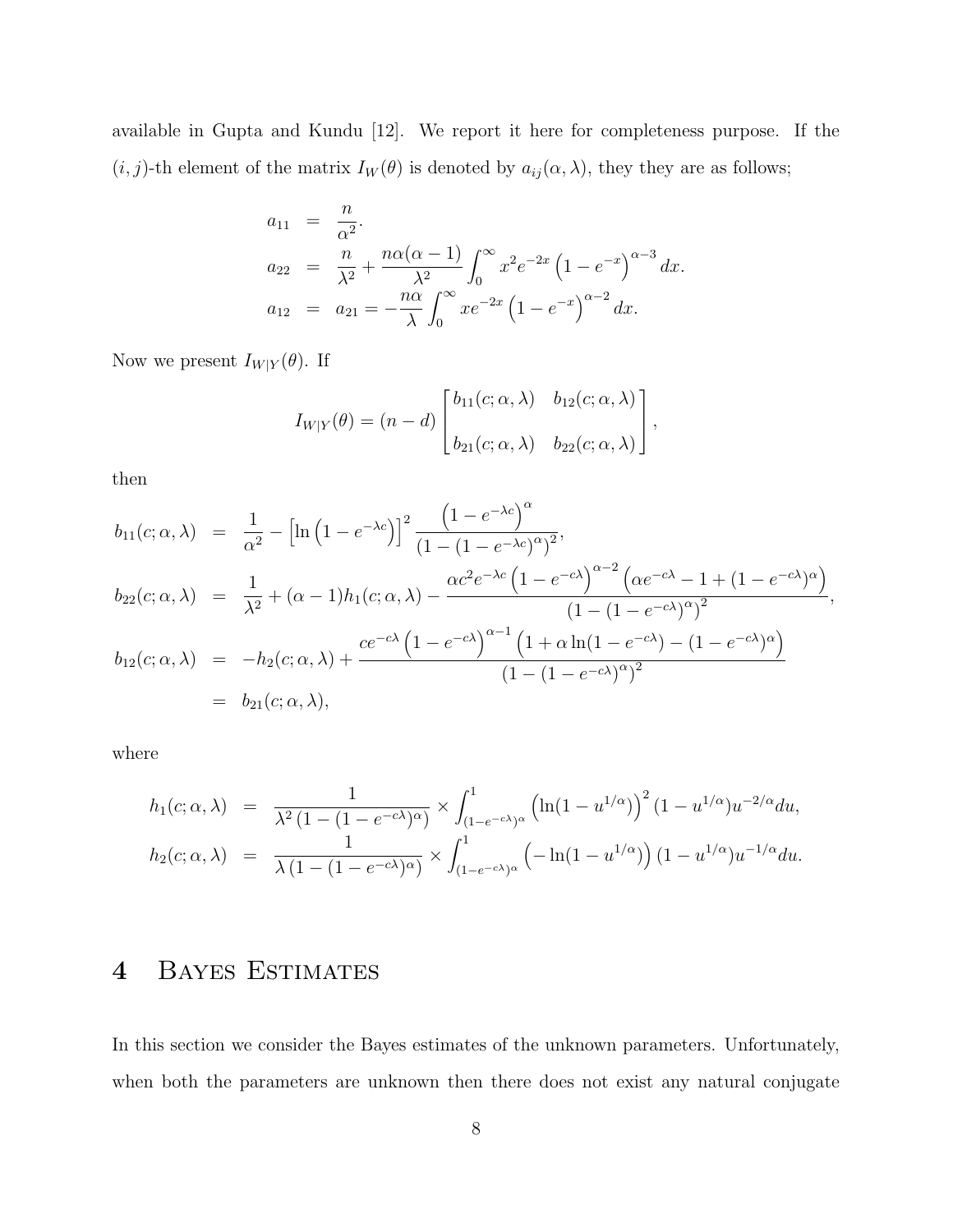available in Gupta and Kundu [12]. We report it here for completeness purpose. If the $(i,j)$-th element of the matrix $I_W(\theta)$ is denoted by $a_{ij}(\alpha,\lambda)$, they they are as follows;

$$
\begin{aligned}
a_{11} &= \frac{n}{\alpha^2}. \\
a_{22} &= \frac{n}{\lambda^2} + \frac{n\alpha(\alpha-1)}{\lambda^2}\int_0^\infty x^2 e^{-2x}\left(1-e^{-x}\right)^{\alpha-3}dx. \\
a_{12} &= a_{21} = -\frac{n\alpha}{\lambda}\int_0^\infty x e^{-2x}\left(1-e^{-x}\right)^{\alpha-2}dx.
\end{aligned}
$$

Now we present $I_{W|Y}(\theta)$. If

$$
I_{W|Y}(\theta) = (n-d)\begin{bmatrix} b_{11}(c;\alpha,\lambda) & b_{12}(c;\alpha,\lambda) \\ b_{21}(c;\alpha,\lambda) & b_{22}(c;\alpha,\lambda) \end{bmatrix},
$$

then

$$
\begin{aligned}
b_{11}(c;\alpha,\lambda) &= \frac{1}{\alpha^2} - \left[\ln\left(1-e^{-\lambda c}\right)\right]^2 \frac{\left(1-e^{-\lambda c}\right)^\alpha}{\left(1-\left(1-e^{-\lambda c}\right)^\alpha\right)^2}, \\
b_{22}(c;\alpha,\lambda) &= \frac{1}{\lambda^2} + (\alpha-1)h_1(c;\alpha,\lambda) - \frac{\alpha c^2 e^{-\lambda c}\left(1-e^{-c\lambda}\right)^{\alpha-2}\left(\alpha e^{-c\lambda} - 1 + (1-e^{-c\lambda})^\alpha\right)}{\left(1-(1-e^{-c\lambda})^\alpha\right)^2}, \\
b_{12}(c;\alpha,\lambda) &= -h_2(c;\alpha,\lambda) + \frac{c e^{-c\lambda}\left(1-e^{-c\lambda}\right)^{\alpha-1}\left(1+\alpha\ln(1-e^{-c\lambda}) - (1-e^{-c\lambda})^\alpha\right)}{\left(1-(1-e^{-c\lambda})^\alpha\right)^2} \\
&= b_{21}(c;\alpha,\lambda),
\end{aligned}
$$

where

$$
\begin{aligned}
h_1(c;\alpha,\lambda) &= \frac{1}{\lambda^2\left(1-(1-e^{-c\lambda})^\alpha\right)} \times \int_{(1-e^{-c\lambda})^\alpha}^1 \left(\ln(1-u^{1/\alpha})\right)^2 (1-u^{1/\alpha})u^{-2/\alpha}du, \\
h_2(c;\alpha,\lambda) &= \frac{1}{\lambda\left(1-(1-e^{-c\lambda})^\alpha\right)} \times \int_{(1-e^{-c\lambda})^\alpha}^1 \left(-\ln(1-u^{1/\alpha})\right)(1-u^{1/\alpha})u^{-1/\alpha}du.
\end{aligned}
$$

# 4 Bayes Estimates

In this section we consider the Bayes estimates of the unknown parameters. Unfortunately, when both the parameters are unknown then there does not exist any natural conjugate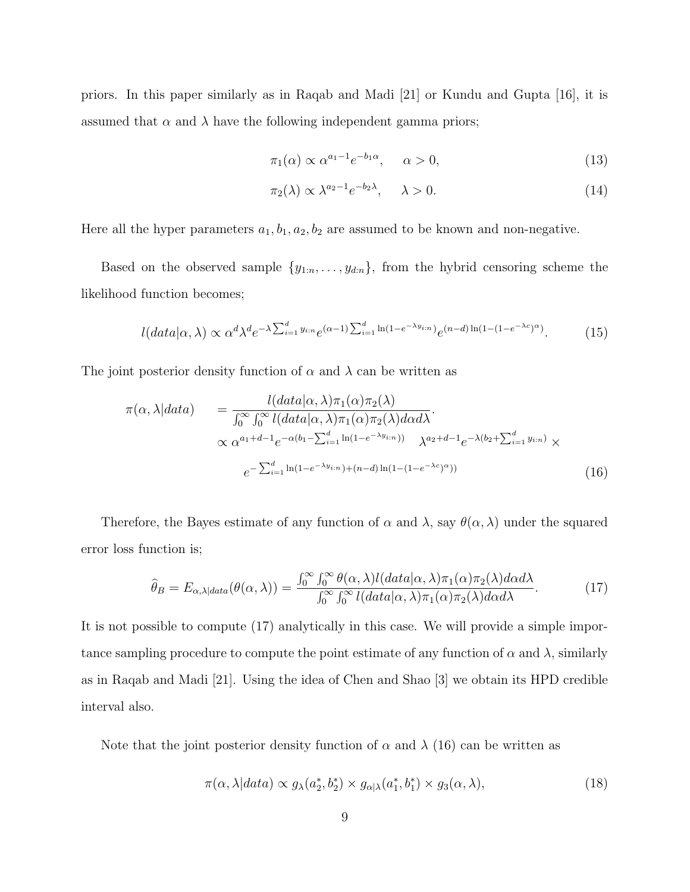priors. In this paper similarly as in Raqab and Madi [21] or Kundu and Gupta [16], it is assumed that $\alpha$ and $\lambda$ have the following independent gamma priors;

$$\pi_1(\alpha) \propto \alpha^{a_1-1}e^{-b_1\alpha}, \quad \alpha > 0, \tag{13}$$

$$\pi_2(\lambda) \propto \lambda^{a_2-1}e^{-b_2\lambda}, \quad \lambda > 0. \tag{14}$$

Here all the hyper parameters $a_1, b_1, a_2, b_2$ are assumed to be known and non-negative.

Based on the observed sample $\{y_{1:n}, \ldots, y_{d:n}\}$, from the hybrid censoring scheme the likelihood function becomes;

$$l(data|\alpha, \lambda) \propto \alpha^d \lambda^d e^{-\lambda \sum_{i=1}^d y_{i:n}} e^{(\alpha-1)\sum_{i=1}^d \ln(1-e^{-\lambda y_{i:n}})} e^{(n-d)\ln(1-(1-e^{-\lambda c})^\alpha)}. \tag{15}$$

The joint posterior density function of $\alpha$ and $\lambda$ can be written as

$$\begin{aligned}
\pi(\alpha, \lambda|data) \quad &= \frac{l(data|\alpha, \lambda)\pi_1(\alpha)\pi_2(\lambda)}{\int_0^\infty \int_0^\infty l(data|\alpha, \lambda)\pi_1(\alpha)\pi_2(\lambda)d\alpha d\lambda}. \\
&\propto \alpha^{a_1+d-1}e^{-\alpha(b_1 - \sum_{i=1}^d \ln(1-e^{-\lambda y_{i:n}}))} \quad \lambda^{a_2+d-1}e^{-\lambda(b_2+\sum_{i=1}^d y_{i:n})} \times \\
&\qquad e^{-\sum_{i=1}^d \ln(1-e^{-\lambda y_{i:n}}) + (n-d)\ln(1-(1-e^{-\lambda c})^\alpha))}
\end{aligned} \tag{16}$$

Therefore, the Bayes estimate of any function of $\alpha$ and $\lambda$, say $\theta(\alpha, \lambda)$ under the squared error loss function is;

$$\widehat{\theta}_B = E_{\alpha,\lambda|data}(\theta(\alpha, \lambda)) = \frac{\int_0^\infty \int_0^\infty \theta(\alpha, \lambda) l(data|\alpha, \lambda)\pi_1(\alpha)\pi_2(\lambda)d\alpha d\lambda}{\int_0^\infty \int_0^\infty l(data|\alpha, \lambda)\pi_1(\alpha)\pi_2(\lambda)d\alpha d\lambda}. \tag{17}$$

It is not possible to compute (17) analytically in this case. We will provide a simple importance sampling procedure to compute the point estimate of any function of $\alpha$ and $\lambda$, similarly as in Raqab and Madi [21]. Using the idea of Chen and Shao [3] we obtain its HPD credible interval also.

Note that the joint posterior density function of $\alpha$ and $\lambda$ (16) can be written as

$$\pi(\alpha, \lambda|data) \propto g_\lambda(a_2^*, b_2^*) \times g_{\alpha|\lambda}(a_1^*, b_1^*) \times g_3(\alpha, \lambda), \tag{18}$$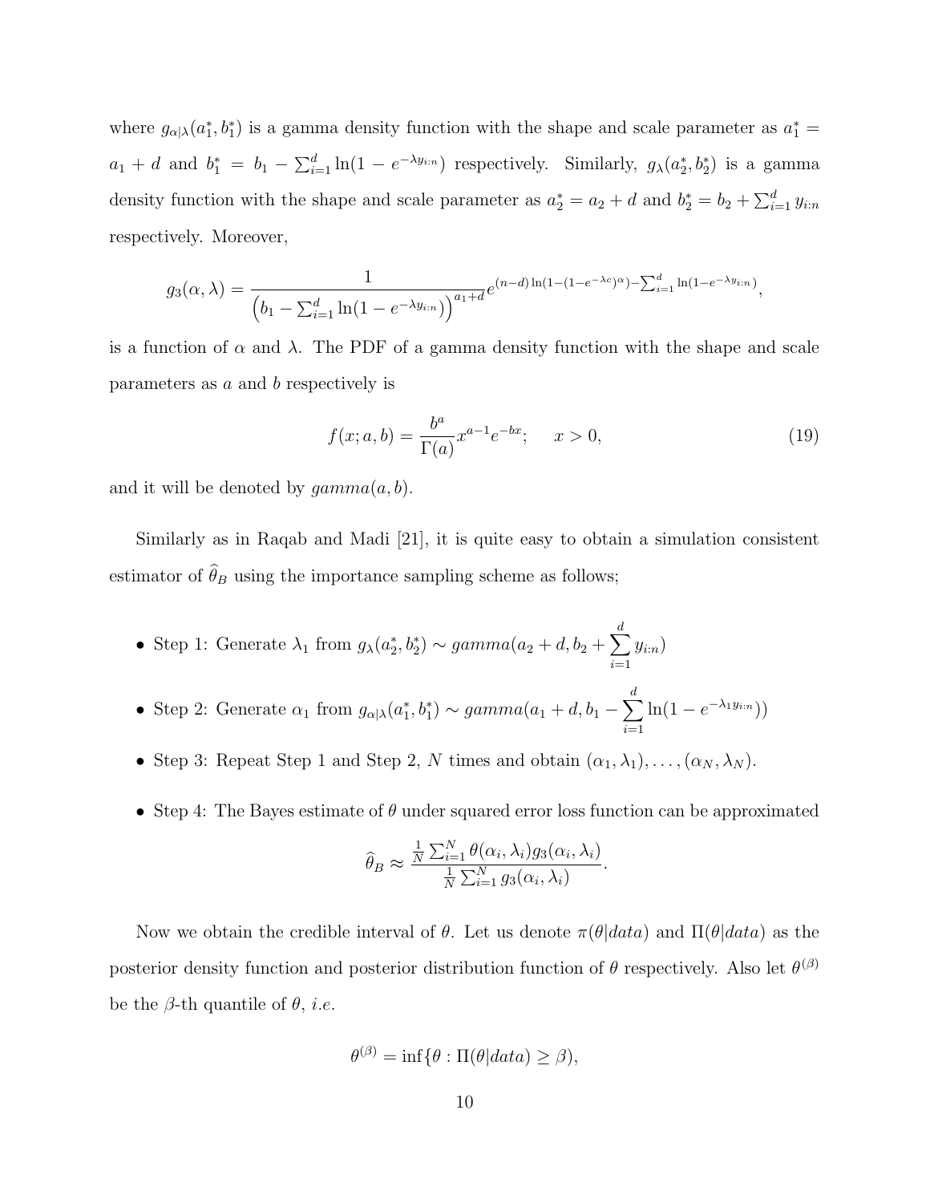where $g_{\alpha|\lambda}(a_1^*, b_1^*)$ is a gamma density function with the shape and scale parameter as $a_1^* = a_1 + d$ and $b_1^* = b_1 - \sum_{i=1}^{d} \ln(1 - e^{-\lambda y_{i:n}})$ respectively. Similarly, $g_{\lambda}(a_2^*, b_2^*)$ is a gamma density function with the shape and scale parameter as $a_2^* = a_2 + d$ and $b_2^* = b_2 + \sum_{i=1}^{d} y_{i:n}$ respectively. Moreover,

$$
g_3(\alpha, \lambda) = \frac{1}{\left(b_1 - \sum_{i=1}^{d} \ln(1 - e^{-\lambda y_{i:n}})\right)^{a_1+d}} e^{(n-d)\ln(1-(1-e^{-\lambda c})^{\alpha}) - \sum_{i=1}^{d} \ln(1-e^{-\lambda y_{i:n}})},
$$

is a function of $\alpha$ and $\lambda$. The PDF of a gamma density function with the shape and scale parameters as $a$ and $b$ respectively is

$$
f(x; a, b) = \frac{b^a}{\Gamma(a)} x^{a-1} e^{-bx}; \qquad x > 0, \tag{19}
$$

and it will be denoted by $gamma(a, b)$.

Similarly as in Raqab and Madi [21], it is quite easy to obtain a simulation consistent estimator of $\widehat{\theta}_B$ using the importance sampling scheme as follows;

- Step 1: Generate $\lambda_1$ from $g_{\lambda}(a_2^*, b_2^*) \sim gamma(a_2 + d, b_2 + \sum_{i=1}^{d} y_{i:n})$
- Step 2: Generate $\alpha_1$ from $g_{\alpha|\lambda}(a_1^*, b_1^*) \sim gamma(a_1 + d, b_1 - \sum_{i=1}^{d} \ln(1 - e^{-\lambda_1 y_{i:n}}))$
- Step 3: Repeat Step 1 and Step 2, $N$ times and obtain $(\alpha_1, \lambda_1), \ldots, (\alpha_N, \lambda_N)$.
- Step 4: The Bayes estimate of $\theta$ under squared error loss function can be approximated

$$
\widehat{\theta}_B \approx \frac{\frac{1}{N}\sum_{i=1}^{N} \theta(\alpha_i, \lambda_i) g_3(\alpha_i, \lambda_i)}{\frac{1}{N}\sum_{i=1}^{N} g_3(\alpha_i, \lambda_i)}.
$$

Now we obtain the credible interval of $\theta$. Let us denote $\pi(\theta|data)$ and $\Pi(\theta|data)$ as the posterior density function and posterior distribution function of $\theta$ respectively. Also let $\theta^{(\beta)}$ be the $\beta$-th quantile of $\theta$, *i.e.*

$$
\theta^{(\beta)} = \inf\{\theta : \Pi(\theta|data) \geq \beta),
$$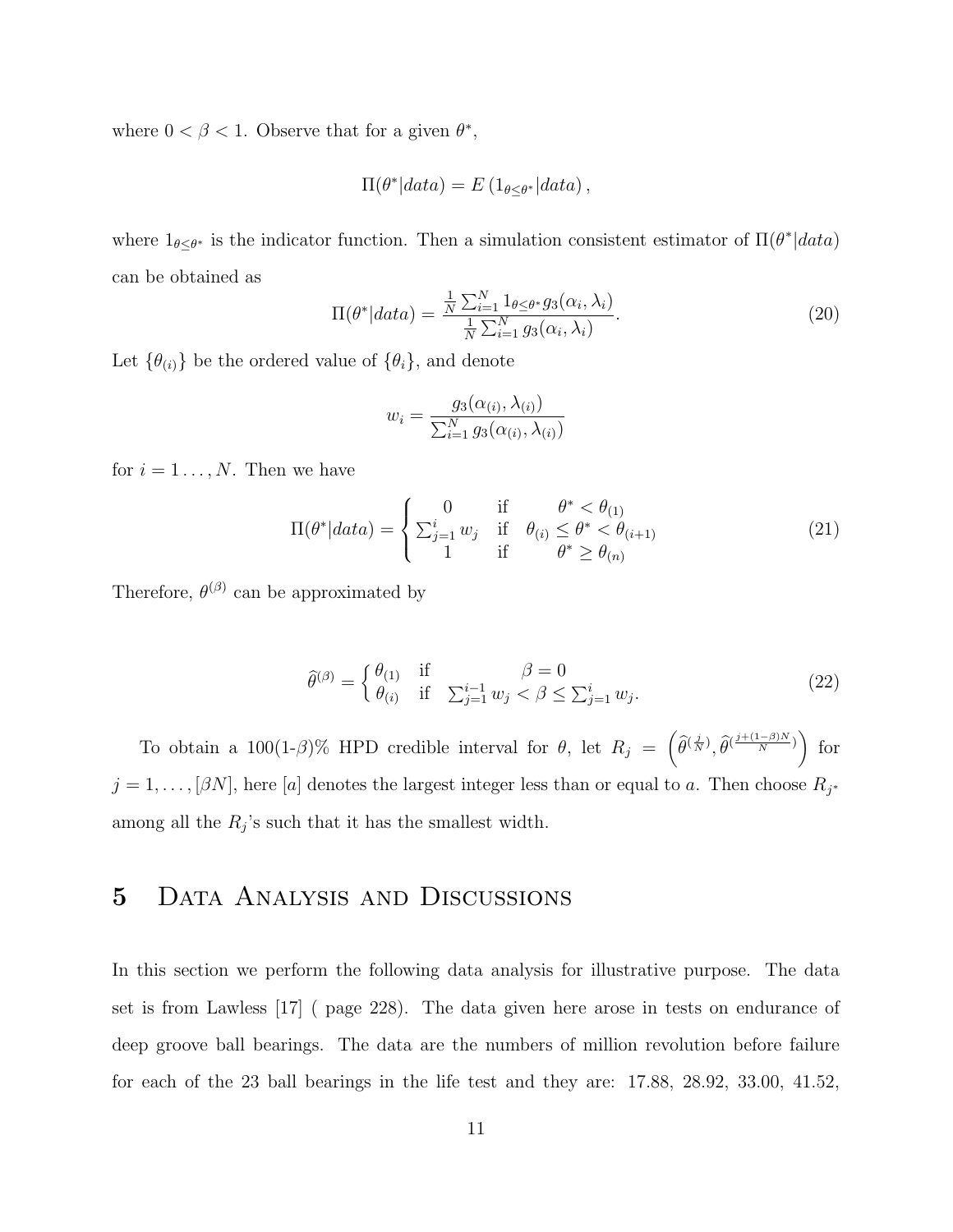where $0 < \beta < 1$. Observe that for a given $\theta^*$,

$$\Pi(\theta^*|data) = E\left(1_{\theta \leq \theta^*}|data\right),$$

where $1_{\theta \leq \theta^*}$ is the indicator function. Then a simulation consistent estimator of $\Pi(\theta^*|data)$ can be obtained as

$$\Pi(\theta^*|data) = \frac{\frac{1}{N}\sum_{i=1}^{N} 1_{\theta \leq \theta^*} g_3(\alpha_i, \lambda_i)}{\frac{1}{N}\sum_{i=1}^{N} g_3(\alpha_i, \lambda_i)}. \tag{20}$$

Let $\{\theta_{(i)}\}$ be the ordered value of $\{\theta_i\}$, and denote

$$w_i = \frac{g_3(\alpha_{(i)}, \lambda_{(i)})}{\sum_{i=1}^{N} g_3(\alpha_{(i)}, \lambda_{(i)})}$$

for $i = 1\ldots, N$. Then we have

$$\Pi(\theta^*|data) = \begin{cases} 0 & \text{if} \quad \theta^* < \theta_{(1)} \\ \sum_{j=1}^{i} w_j & \text{if} \quad \theta_{(i)} \leq \theta^* < \theta_{(i+1)} \\ 1 & \text{if} \quad \theta^* \geq \theta_{(n)} \end{cases} \tag{21}$$

Therefore, $\theta^{(\beta)}$ can be approximated by

$$\widehat{\theta}^{(\beta)} = \begin{cases} \theta_{(1)} & \text{if} \quad \beta = 0 \\ \theta_{(i)} & \text{if} \quad \sum_{j=1}^{i-1} w_j < \beta \leq \sum_{j=1}^{i} w_j. \end{cases} \tag{22}$$

To obtain a 100(1-$\beta$)% HPD credible interval for $\theta$, let $R_j = \left(\widehat{\theta}^{(\frac{j}{N})}, \widehat{\theta}^{(\frac{j+(1-\beta)N}{N})}\right)$ for $j = 1, \ldots, [\beta N]$, here $[a]$ denotes the largest integer less than or equal to $a$. Then choose $R_{j^*}$ among all the $R_j$'s such that it has the smallest width.

# 5 Data Analysis and Discussions

In this section we perform the following data analysis for illustrative purpose. The data set is from Lawless [17] ( page 228). The data given here arose in tests on endurance of deep groove ball bearings. The data are the numbers of million revolution before failure for each of the 23 ball bearings in the life test and they are: 17.88, 28.92, 33.00, 41.52,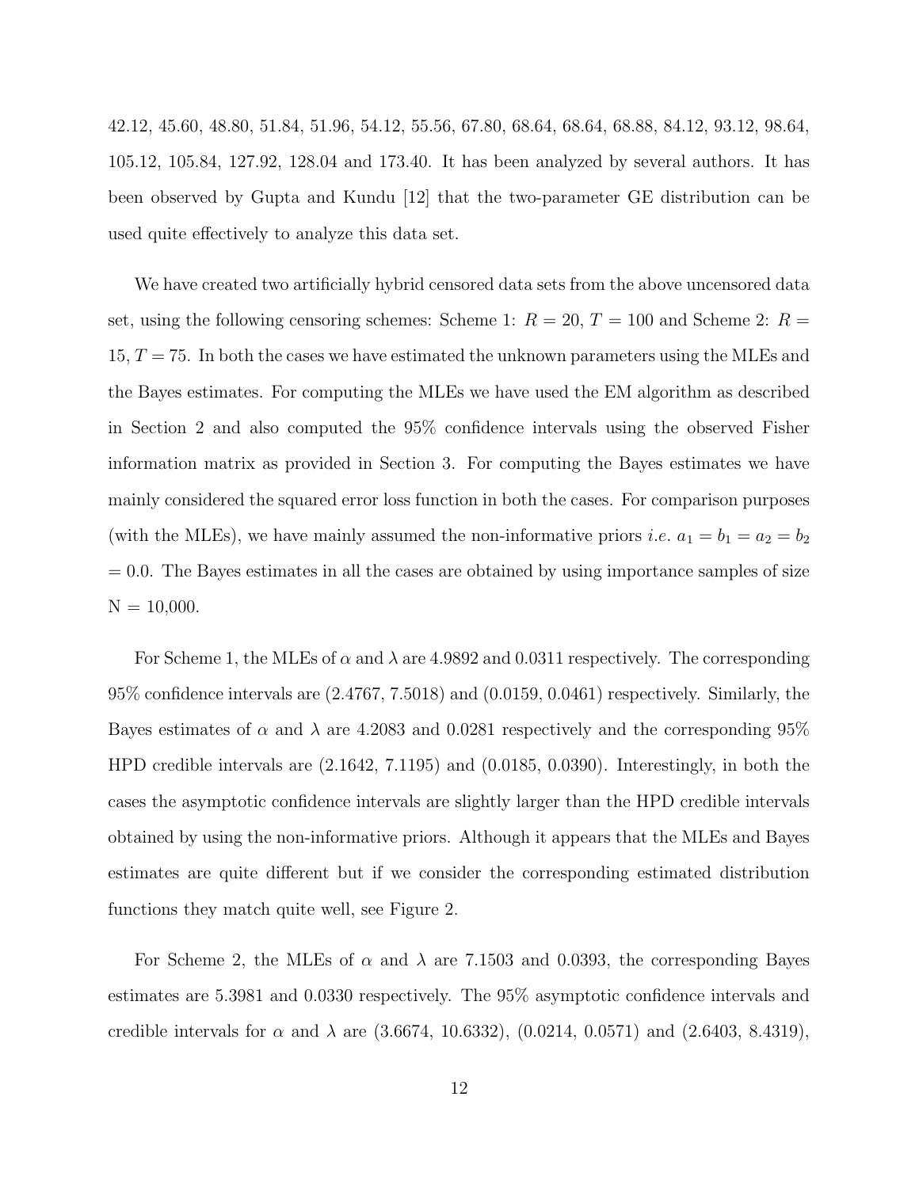42.12, 45.60, 48.80, 51.84, 51.96, 54.12, 55.56, 67.80, 68.64, 68.64, 68.88, 84.12, 93.12, 98.64, 105.12, 105.84, 127.92, 128.04 and 173.40. It has been analyzed by several authors. It has been observed by Gupta and Kundu [12] that the two-parameter GE distribution can be used quite effectively to analyze this data set.

We have created two artificially hybrid censored data sets from the above uncensored data set, using the following censoring schemes: Scheme 1: $R = 20$, $T = 100$ and Scheme 2: $R = 15$, $T = 75$. In both the cases we have estimated the unknown parameters using the MLEs and the Bayes estimates. For computing the MLEs we have used the EM algorithm as described in Section 2 and also computed the 95% confidence intervals using the observed Fisher information matrix as provided in Section 3. For computing the Bayes estimates we have mainly considered the squared error loss function in both the cases. For comparison purposes (with the MLEs), we have mainly assumed the non-informative priors *i.e.* $a_1 = b_1 = a_2 = b_2 = 0.0$. The Bayes estimates in all the cases are obtained by using importance samples of size N = 10,000.

For Scheme 1, the MLEs of $\alpha$ and $\lambda$ are 4.9892 and 0.0311 respectively. The corresponding 95% confidence intervals are (2.4767, 7.5018) and (0.0159, 0.0461) respectively. Similarly, the Bayes estimates of $\alpha$ and $\lambda$ are 4.2083 and 0.0281 respectively and the corresponding 95% HPD credible intervals are (2.1642, 7.1195) and (0.0185, 0.0390). Interestingly, in both the cases the asymptotic confidence intervals are slightly larger than the HPD credible intervals obtained by using the non-informative priors. Although it appears that the MLEs and Bayes estimates are quite different but if we consider the corresponding estimated distribution functions they match quite well, see Figure 2.

For Scheme 2, the MLEs of $\alpha$ and $\lambda$ are 7.1503 and 0.0393, the corresponding Bayes estimates are 5.3981 and 0.0330 respectively. The 95% asymptotic confidence intervals and credible intervals for $\alpha$ and $\lambda$ are (3.6674, 10.6332), (0.0214, 0.0571) and (2.6403, 8.4319),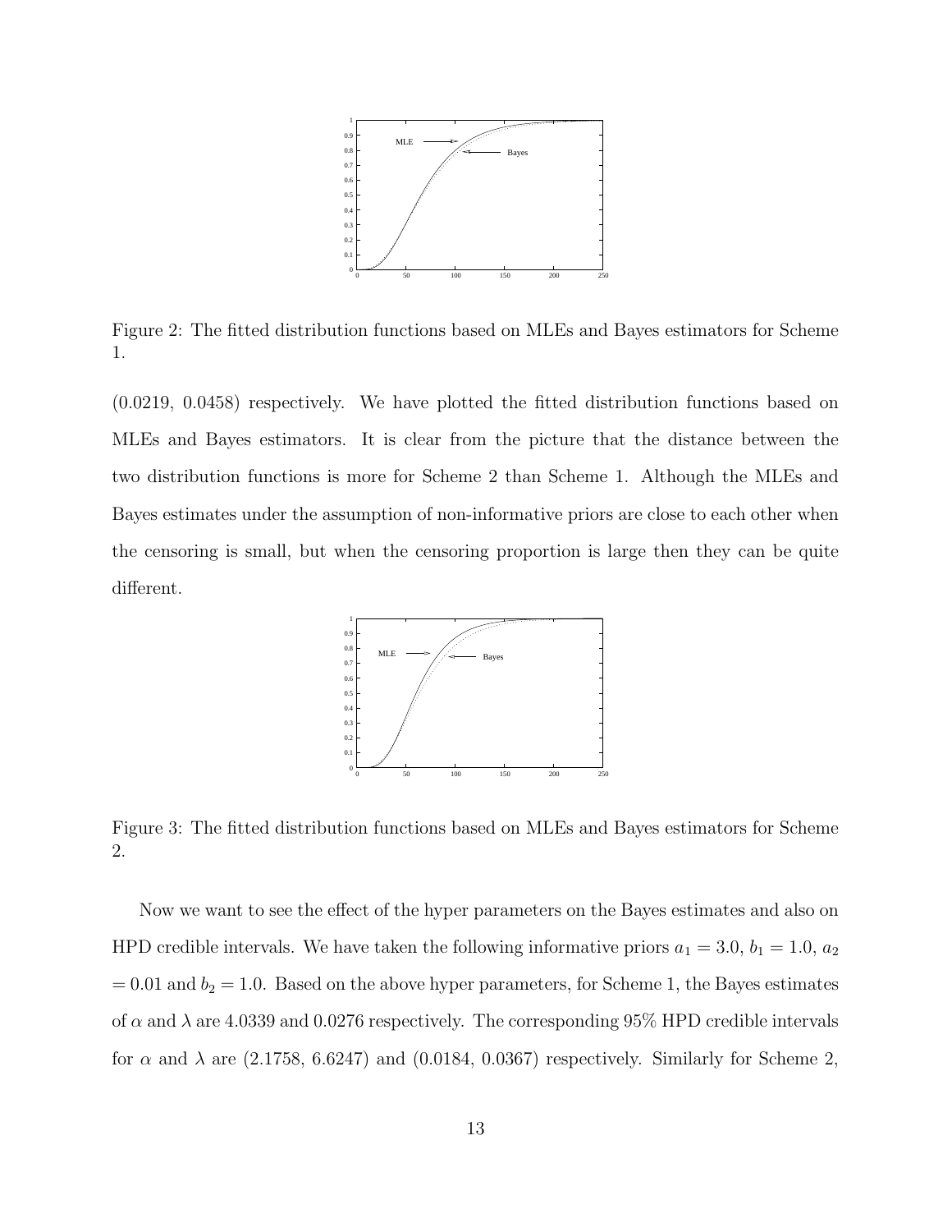Figure 2: The fitted distribution functions based on MLEs and Bayes estimators for Scheme 1.

(0.0219, 0.0458) respectively. We have plotted the fitted distribution functions based on MLEs and Bayes estimators. It is clear from the picture that the distance between the two distribution functions is more for Scheme 2 than Scheme 1. Although the MLEs and Bayes estimates under the assumption of non-informative priors are close to each other when the censoring is small, but when the censoring proportion is large then they can be quite different.

Figure 3: The fitted distribution functions based on MLEs and Bayes estimators for Scheme 2.

Now we want to see the effect of the hyper parameters on the Bayes estimates and also on HPD credible intervals. We have taken the following informative priors $a_1 = 3.0$, $b_1 = 1.0$, $a_2 = 0.01$ and $b_2 = 1.0$. Based on the above hyper parameters, for Scheme 1, the Bayes estimates of $\alpha$ and $\lambda$ are 4.0339 and 0.0276 respectively. The corresponding 95% HPD credible intervals for $\alpha$ and $\lambda$ are (2.1758, 6.6247) and (0.0184, 0.0367) respectively. Similarly for Scheme 2,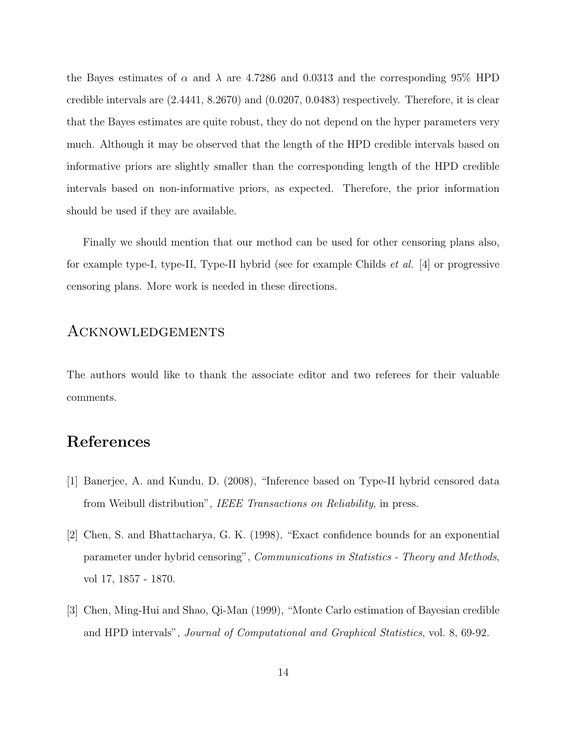the Bayes estimates of $\alpha$ and $\lambda$ are 4.7286 and 0.0313 and the corresponding 95% HPD credible intervals are (2.4441, 8.2670) and (0.0207, 0.0483) respectively. Therefore, it is clear that the Bayes estimates are quite robust, they do not depend on the hyper parameters very much. Although it may be observed that the length of the HPD credible intervals based on informative priors are slightly smaller than the corresponding length of the HPD credible intervals based on non-informative priors, as expected. Therefore, the prior information should be used if they are available.

Finally we should mention that our method can be used for other censoring plans also, for example type-I, type-II, Type-II hybrid (see for example Childs *et al.* [4] or progressive censoring plans. More work is needed in these directions.

## Acknowledgements

The authors would like to thank the associate editor and two referees for their valuable comments.

## References

[1] Banerjee, A. and Kundu, D. (2008), "Inference based on Type-II hybrid censored data from Weibull distribution", *IEEE Transactions on Reliability*, in press.

[2] Chen, S. and Bhattacharya, G. K. (1998), "Exact confidence bounds for an exponential parameter under hybrid censoring", *Communications in Statistics - Theory and Methods*, vol 17, 1857 - 1870.

[3] Chen, Ming-Hui and Shao, Qi-Man (1999), "Monte Carlo estimation of Bayesian credible and HPD intervals", *Journal of Computational and Graphical Statistics*, vol. 8, 69-92.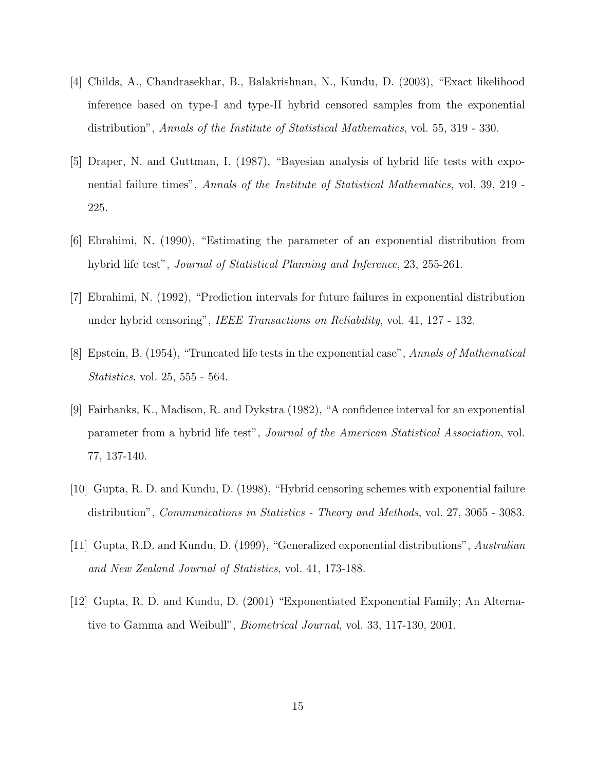[4] Childs, A., Chandrasekhar, B., Balakrishnan, N., Kundu, D. (2003), "Exact likelihood inference based on type-I and type-II hybrid censored samples from the exponential distribution", *Annals of the Institute of Statistical Mathematics*, vol. 55, 319 - 330.

[5] Draper, N. and Guttman, I. (1987), "Bayesian analysis of hybrid life tests with exponential failure times", *Annals of the Institute of Statistical Mathematics*, vol. 39, 219 - 225.

[6] Ebrahimi, N. (1990), "Estimating the parameter of an exponential distribution from hybrid life test", *Journal of Statistical Planning and Inference*, 23, 255-261.

[7] Ebrahimi, N. (1992), "Prediction intervals for future failures in exponential distribution under hybrid censoring", *IEEE Transactions on Reliability*, vol. 41, 127 - 132.

[8] Epstein, B. (1954), "Truncated life tests in the exponential case", *Annals of Mathematical Statistics*, vol. 25, 555 - 564.

[9] Fairbanks, K., Madison, R. and Dykstra (1982), "A confidence interval for an exponential parameter from a hybrid life test", *Journal of the American Statistical Association*, vol. 77, 137-140.

[10] Gupta, R. D. and Kundu, D. (1998), "Hybrid censoring schemes with exponential failure distribution", *Communications in Statistics - Theory and Methods*, vol. 27, 3065 - 3083.

[11] Gupta, R.D. and Kundu, D. (1999), "Generalized exponential distributions", *Australian and New Zealand Journal of Statistics*, vol. 41, 173-188.

[12] Gupta, R. D. and Kundu, D. (2001) "Exponentiated Exponential Family; An Alternative to Gamma and Weibull", *Biometrical Journal*, vol. 33, 117-130, 2001.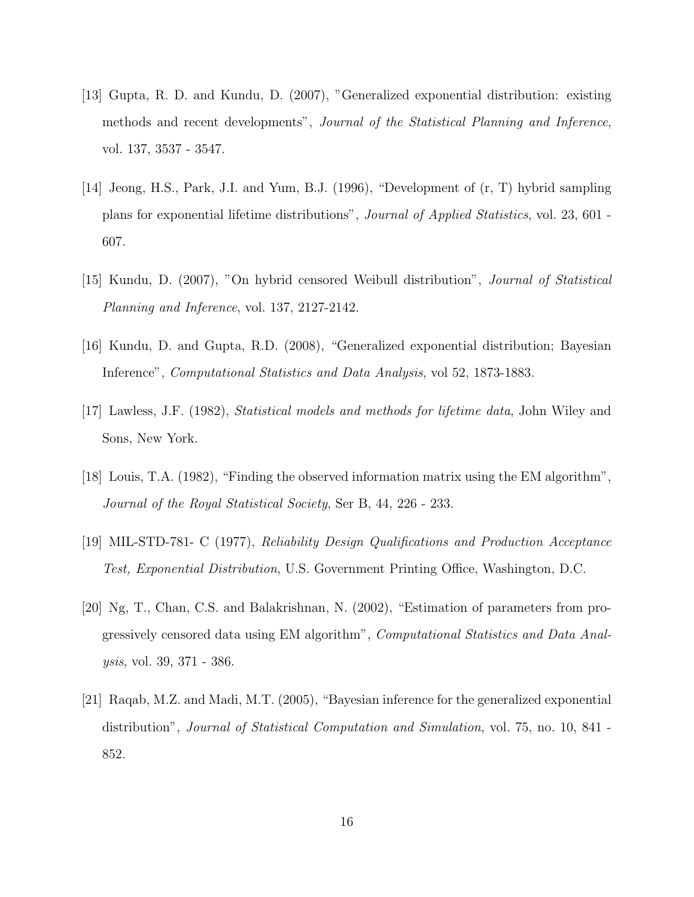[13] Gupta, R. D. and Kundu, D. (2007), "Generalized exponential distribution: existing methods and recent developments", *Journal of the Statistical Planning and Inference*, vol. 137, 3537 - 3547.

[14] Jeong, H.S., Park, J.I. and Yum, B.J. (1996), "Development of (r, T) hybrid sampling plans for exponential lifetime distributions", *Journal of Applied Statistics*, vol. 23, 601 - 607.

[15] Kundu, D. (2007), "On hybrid censored Weibull distribution", *Journal of Statistical Planning and Inference*, vol. 137, 2127-2142.

[16] Kundu, D. and Gupta, R.D. (2008), "Generalized exponential distribution; Bayesian Inference", *Computational Statistics and Data Analysis*, vol 52, 1873-1883.

[17] Lawless, J.F. (1982), *Statistical models and methods for lifetime data*, John Wiley and Sons, New York.

[18] Louis, T.A. (1982), "Finding the observed information matrix using the EM algorithm", *Journal of the Royal Statistical Society*, Ser B, 44, 226 - 233.

[19] MIL-STD-781- C (1977), *Reliability Design Qualifications and Production Acceptance Test, Exponential Distribution*, U.S. Government Printing Office, Washington, D.C.

[20] Ng, T., Chan, C.S. and Balakrishnan, N. (2002), "Estimation of parameters from progressively censored data using EM algorithm", *Computational Statistics and Data Analysis*, vol. 39, 371 - 386.

[21] Raqab, M.Z. and Madi, M.T. (2005), "Bayesian inference for the generalized exponential distribution", *Journal of Statistical Computation and Simulation*, vol. 75, no. 10, 841 - 852.